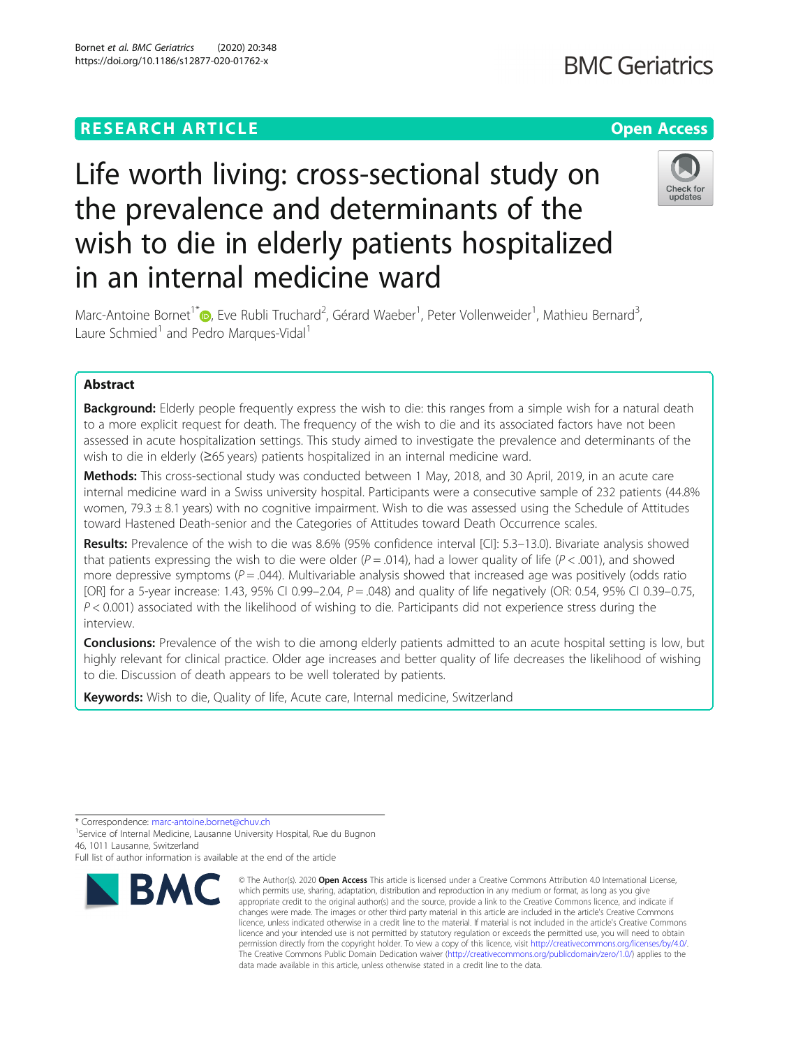# Life worth living: cross-sectional study on the prevalence and determinants of the wish to die in elderly patients hospitalized in an internal medicine ward

Marc-Antoine Bornet[1*], Eve Rubli Truchard[2], Gérard Waeber[1], Peter Vollenweider[1], Mathieu Bernard[3], Laure Schmied[1] and Pedro Marques-Vidal[1]

## Abstract

**Background:** Elderly people frequently express the wish to die: this ranges from a simple wish for a natural death to a more explicit request for death. The frequency of the wish to die and its associated factors have not been assessed in acute hospitalization settings. This study aimed to investigate the prevalence and determinants of the wish to die in elderly (≥65 years) patients hospitalized in an internal medicine ward.

**Methods:** This cross-sectional study was conducted between 1 May, 2018, and 30 April, 2019, in an acute care internal medicine ward in a Swiss university hospital. Participants were a consecutive sample of 232 patients (44.8% women, 79.3 ± 8.1 years) with no cognitive impairment. Wish to die was assessed using the Schedule of Attitudes toward Hastened Death-senior and the Categories of Attitudes toward Death Occurrence scales.

**Results:** Prevalence of the wish to die was 8.6% (95% confidence interval [CI]: 5.3–13.0). Bivariate analysis showed that patients expressing the wish to die were older ($P = .014$), had a lower quality of life ($P < .001$), and showed more depressive symptoms ($P = .044$). Multivariable analysis showed that increased age was positively (odds ratio [OR] for a 5-year increase: 1.43, 95% CI 0.99–2.04, $P = .048$) and quality of life negatively (OR: 0.54, 95% CI 0.39–0.75, $P < 0.001$) associated with the likelihood of wishing to die. Participants did not experience stress during the interview.

**Conclusions:** Prevalence of the wish to die among elderly patients admitted to an acute hospital setting is low, but highly relevant for clinical practice. Older age increases and better quality of life decreases the likelihood of wishing to die. Discussion of death appears to be well tolerated by patients.

**Keywords:** Wish to die, Quality of life, Acute care, Internal medicine, Switzerland

---

\* Correspondence: marc-antoine.bornet@chuv.ch

[1]Service of Internal Medicine, Lausanne University Hospital, Rue du Bugnon 46, 1011 Lausanne, Switzerland

Full list of author information is available at the end of the article

© The Author(s). 2020 **Open Access** This article is licensed under a Creative Commons Attribution 4.0 International License, which permits use, sharing, adaptation, distribution and reproduction in any medium or format, as long as you give appropriate credit to the original author(s) and the source, provide a link to the Creative Commons licence, and indicate if changes were made. The images or other third party material in this article are included in the article's Creative Commons licence, unless indicated otherwise in a credit line to the material. If material is not included in the article's Creative Commons licence and your intended use is not permitted by statutory regulation or exceeds the permitted use, you will need to obtain permission directly from the copyright holder. To view a copy of this licence, visit http://creativecommons.org/licenses/by/4.0/. The Creative Commons Public Domain Dedication waiver (http://creativecommons.org/publicdomain/zero/1.0/) applies to the data made available in this article, unless otherwise stated in a credit line to the data.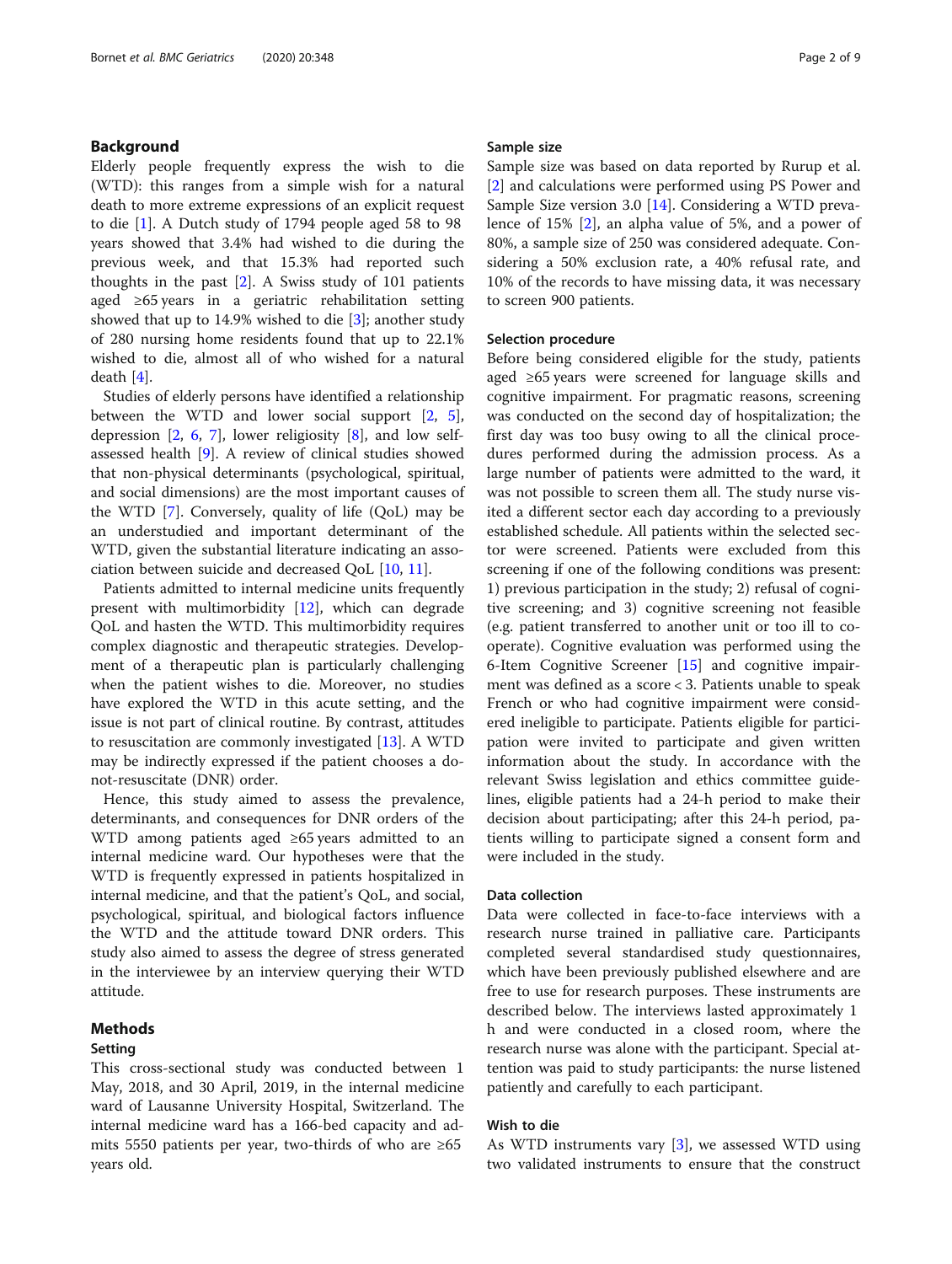## Background

Elderly people frequently express the wish to die (WTD): this ranges from a simple wish for a natural death to more extreme expressions of an explicit request to die [1]. A Dutch study of 1794 people aged 58 to 98 years showed that 3.4% had wished to die during the previous week, and that 15.3% had reported such thoughts in the past [2]. A Swiss study of 101 patients aged ≥65 years in a geriatric rehabilitation setting showed that up to 14.9% wished to die [3]; another study of 280 nursing home residents found that up to 22.1% wished to die, almost all of who wished for a natural death [4].

Studies of elderly persons have identified a relationship between the WTD and lower social support [2, 5], depression [2, 6, 7], lower religiosity [8], and low self-assessed health [9]. A review of clinical studies showed that non-physical determinants (psychological, spiritual, and social dimensions) are the most important causes of the WTD [7]. Conversely, quality of life (QoL) may be an understudied and important determinant of the WTD, given the substantial literature indicating an association between suicide and decreased QoL [10, 11].

Patients admitted to internal medicine units frequently present with multimorbidity [12], which can degrade QoL and hasten the WTD. This multimorbidity requires complex diagnostic and therapeutic strategies. Development of a therapeutic plan is particularly challenging when the patient wishes to die. Moreover, no studies have explored the WTD in this acute setting, and the issue is not part of clinical routine. By contrast, attitudes to resuscitation are commonly investigated [13]. A WTD may be indirectly expressed if the patient chooses a do-not-resuscitate (DNR) order.

Hence, this study aimed to assess the prevalence, determinants, and consequences for DNR orders of the WTD among patients aged ≥65 years admitted to an internal medicine ward. Our hypotheses were that the WTD is frequently expressed in patients hospitalized in internal medicine, and that the patient's QoL, and social, psychological, spiritual, and biological factors influence the WTD and the attitude toward DNR orders. This study also aimed to assess the degree of stress generated in the interviewee by an interview querying their WTD attitude.

## Methods

### Setting

This cross-sectional study was conducted between 1 May, 2018, and 30 April, 2019, in the internal medicine ward of Lausanne University Hospital, Switzerland. The internal medicine ward has a 166-bed capacity and admits 5550 patients per year, two-thirds of who are ≥65 years old.

### Sample size

Sample size was based on data reported by Rurup et al. [2] and calculations were performed using PS Power and Sample Size version 3.0 [14]. Considering a WTD prevalence of 15% [2], an alpha value of 5%, and a power of 80%, a sample size of 250 was considered adequate. Considering a 50% exclusion rate, a 40% refusal rate, and 10% of the records to have missing data, it was necessary to screen 900 patients.

### Selection procedure

Before being considered eligible for the study, patients aged ≥65 years were screened for language skills and cognitive impairment. For pragmatic reasons, screening was conducted on the second day of hospitalization; the first day was too busy owing to all the clinical procedures performed during the admission process. As a large number of patients were admitted to the ward, it was not possible to screen them all. The study nurse visited a different sector each day according to a previously established schedule. All patients within the selected sector were screened. Patients were excluded from this screening if one of the following conditions was present: 1) previous participation in the study; 2) refusal of cognitive screening; and 3) cognitive screening not feasible (e.g. patient transferred to another unit or too ill to cooperate). Cognitive evaluation was performed using the 6-Item Cognitive Screener [15] and cognitive impairment was defined as a score < 3. Patients unable to speak French or who had cognitive impairment were considered ineligible to participate. Patients eligible for participation were invited to participate and given written information about the study. In accordance with the relevant Swiss legislation and ethics committee guidelines, eligible patients had a 24-h period to make their decision about participating; after this 24-h period, patients willing to participate signed a consent form and were included in the study.

### Data collection

Data were collected in face-to-face interviews with a research nurse trained in palliative care. Participants completed several standardised study questionnaires, which have been previously published elsewhere and are free to use for research purposes. These instruments are described below. The interviews lasted approximately 1 h and were conducted in a closed room, where the research nurse was alone with the participant. Special attention was paid to study participants: the nurse listened patiently and carefully to each participant.

### Wish to die

As WTD instruments vary [3], we assessed WTD using two validated instruments to ensure that the construct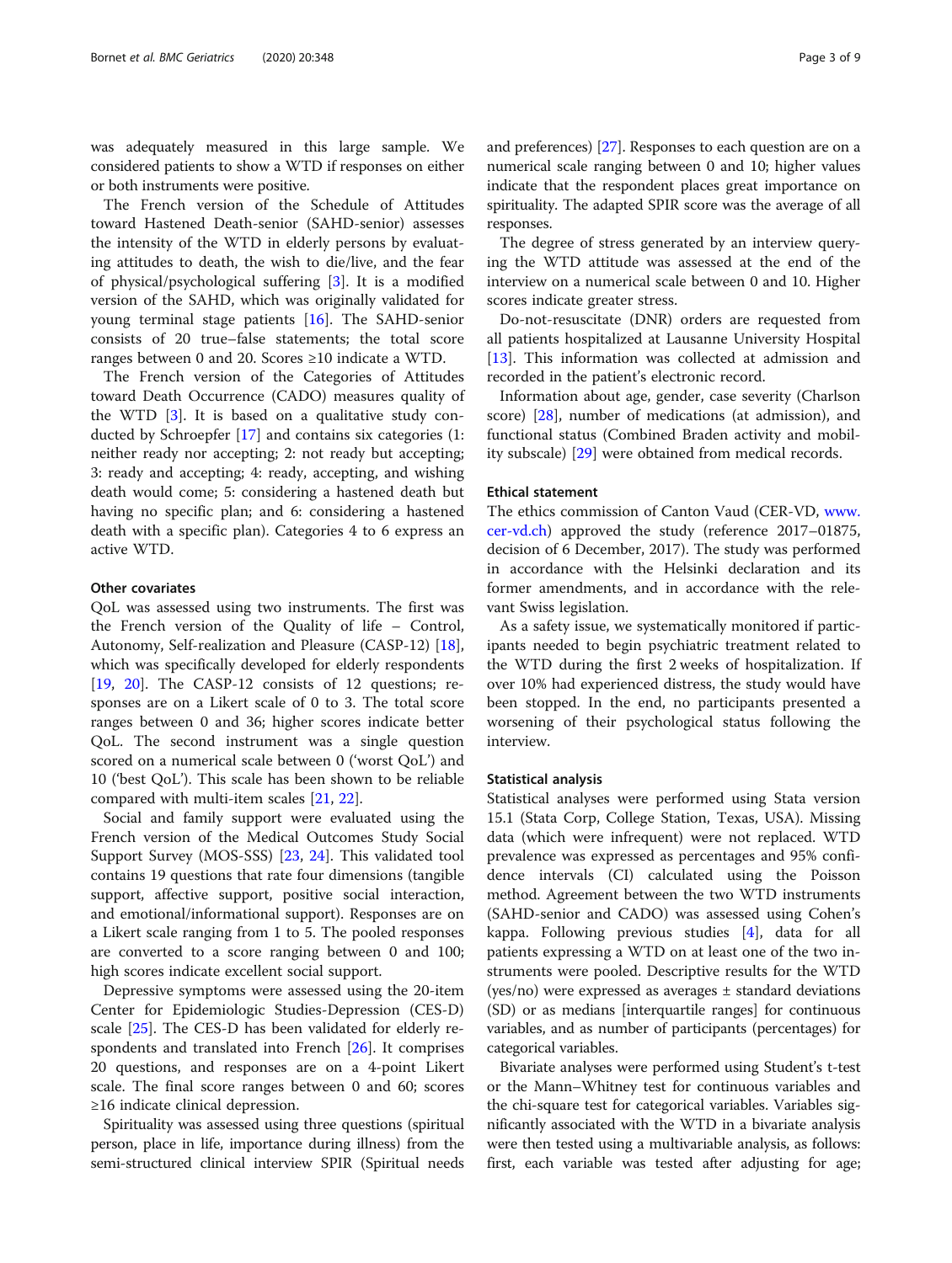was adequately measured in this large sample. We considered patients to show a WTD if responses on either or both instruments were positive.

The French version of the Schedule of Attitudes toward Hastened Death-senior (SAHD-senior) assesses the intensity of the WTD in elderly persons by evaluating attitudes to death, the wish to die/live, and the fear of physical/psychological suffering [3]. It is a modified version of the SAHD, which was originally validated for young terminal stage patients [16]. The SAHD-senior consists of 20 true–false statements; the total score ranges between 0 and 20. Scores ≥10 indicate a WTD.

The French version of the Categories of Attitudes toward Death Occurrence (CADO) measures quality of the WTD [3]. It is based on a qualitative study conducted by Schroepfer [17] and contains six categories (1: neither ready nor accepting; 2: not ready but accepting; 3: ready and accepting; 4: ready, accepting, and wishing death would come; 5: considering a hastened death but having no specific plan; and 6: considering a hastened death with a specific plan). Categories 4 to 6 express an active WTD.

### Other covariates

QoL was assessed using two instruments. The first was the French version of the Quality of life – Control, Autonomy, Self-realization and Pleasure (CASP-12) [18], which was specifically developed for elderly respondents [19, 20]. The CASP-12 consists of 12 questions; responses are on a Likert scale of 0 to 3. The total score ranges between 0 and 36; higher scores indicate better QoL. The second instrument was a single question scored on a numerical scale between 0 ('worst QoL') and 10 ('best QoL'). This scale has been shown to be reliable compared with multi-item scales [21, 22].

Social and family support were evaluated using the French version of the Medical Outcomes Study Social Support Survey (MOS-SSS) [23, 24]. This validated tool contains 19 questions that rate four dimensions (tangible support, affective support, positive social interaction, and emotional/informational support). Responses are on a Likert scale ranging from 1 to 5. The pooled responses are converted to a score ranging between 0 and 100; high scores indicate excellent social support.

Depressive symptoms were assessed using the 20-item Center for Epidemiologic Studies-Depression (CES-D) scale [25]. The CES-D has been validated for elderly respondents and translated into French [26]. It comprises 20 questions, and responses are on a 4-point Likert scale. The final score ranges between 0 and 60; scores ≥16 indicate clinical depression.

Spirituality was assessed using three questions (spiritual person, place in life, importance during illness) from the semi-structured clinical interview SPIR (Spiritual needs and preferences) [27]. Responses to each question are on a numerical scale ranging between 0 and 10; higher values indicate that the respondent places great importance on spirituality. The adapted SPIR score was the average of all responses.

The degree of stress generated by an interview querying the WTD attitude was assessed at the end of the interview on a numerical scale between 0 and 10. Higher scores indicate greater stress.

Do-not-resuscitate (DNR) orders are requested from all patients hospitalized at Lausanne University Hospital [13]. This information was collected at admission and recorded in the patient's electronic record.

Information about age, gender, case severity (Charlson score) [28], number of medications (at admission), and functional status (Combined Braden activity and mobility subscale) [29] were obtained from medical records.

### Ethical statement

The ethics commission of Canton Vaud (CER-VD, www.cer-vd.ch) approved the study (reference 2017–01875, decision of 6 December, 2017). The study was performed in accordance with the Helsinki declaration and its former amendments, and in accordance with the relevant Swiss legislation.

As a safety issue, we systematically monitored if participants needed to begin psychiatric treatment related to the WTD during the first 2 weeks of hospitalization. If over 10% had experienced distress, the study would have been stopped. In the end, no participants presented a worsening of their psychological status following the interview.

### Statistical analysis

Statistical analyses were performed using Stata version 15.1 (Stata Corp, College Station, Texas, USA). Missing data (which were infrequent) were not replaced. WTD prevalence was expressed as percentages and 95% confidence intervals (CI) calculated using the Poisson method. Agreement between the two WTD instruments (SAHD-senior and CADO) was assessed using Cohen's kappa. Following previous studies [4], data for all patients expressing a WTD on at least one of the two instruments were pooled. Descriptive results for the WTD (yes/no) were expressed as averages ± standard deviations (SD) or as medians [interquartile ranges] for continuous variables, and as number of participants (percentages) for categorical variables.

Bivariate analyses were performed using Student's t-test or the Mann–Whitney test for continuous variables and the chi-square test for categorical variables. Variables significantly associated with the WTD in a bivariate analysis were then tested using a multivariable analysis, as follows: first, each variable was tested after adjusting for age;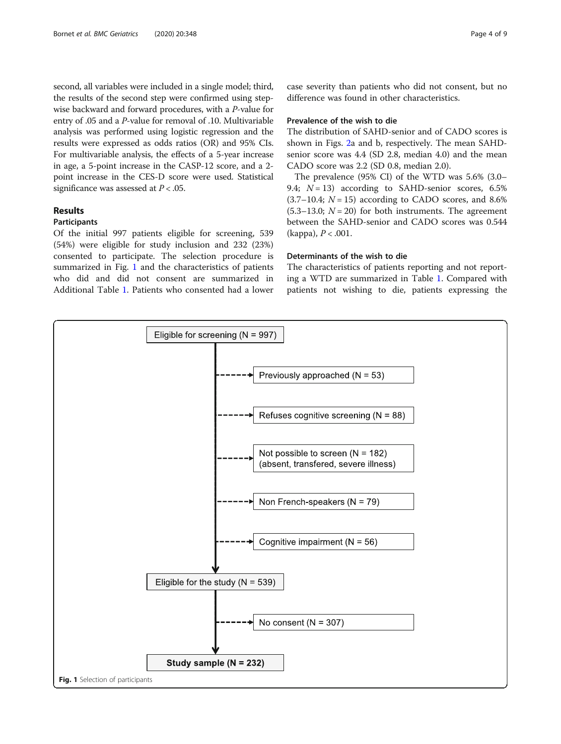second, all variables were included in a single model; third, the results of the second step were confirmed using stepwise backward and forward procedures, with a $P$-value for entry of .05 and a $P$-value for removal of .10. Multivariable analysis was performed using logistic regression and the results were expressed as odds ratios (OR) and 95% CIs. For multivariable analysis, the effects of a 5-year increase in age, a 5-point increase in the CASP-12 score, and a 2-point increase in the CES-D score were used. Statistical significance was assessed at $P < .05$.

## Results

### Participants

Of the initial 997 patients eligible for screening, 539 (54%) were eligible for study inclusion and 232 (23%) consented to participate. The selection procedure is summarized in Fig. 1 and the characteristics of patients who did and did not consent are summarized in Additional Table 1. Patients who consented had a lower case severity than patients who did not consent, but no difference was found in other characteristics.

### Prevalence of the wish to die

The distribution of SAHD-senior and of CADO scores is shown in Figs. 2a and b, respectively. The mean SAHD-senior score was 4.4 (SD 2.8, median 4.0) and the mean CADO score was 2.2 (SD 0.8, median 2.0).

The prevalence (95% CI) of the WTD was 5.6% (3.0–9.4; $N = 13$) according to SAHD-senior scores, 6.5% (3.7–10.4; $N = 15$) according to CADO scores, and 8.6% (5.3–13.0; $N = 20$) for both instruments. The agreement between the SAHD-senior and CADO scores was 0.544 (kappa), $P < .001$.

### Determinants of the wish to die

The characteristics of patients reporting and not reporting a WTD are summarized in Table 1. Compared with patients not wishing to die, patients expressing the

Eligible for screening (N = 997)

- Previously approached (N = 53)
- Refuses cognitive screening (N = 88)
- Not possible to screen (N = 182) (absent, transfered, severe illness)
- Non French-speakers (N = 79)
- Cognitive impairment (N = 56)

Eligible for the study (N = 539)

- No consent (N = 307)

**Study sample (N = 232)**

**Fig. 1** Selection of participants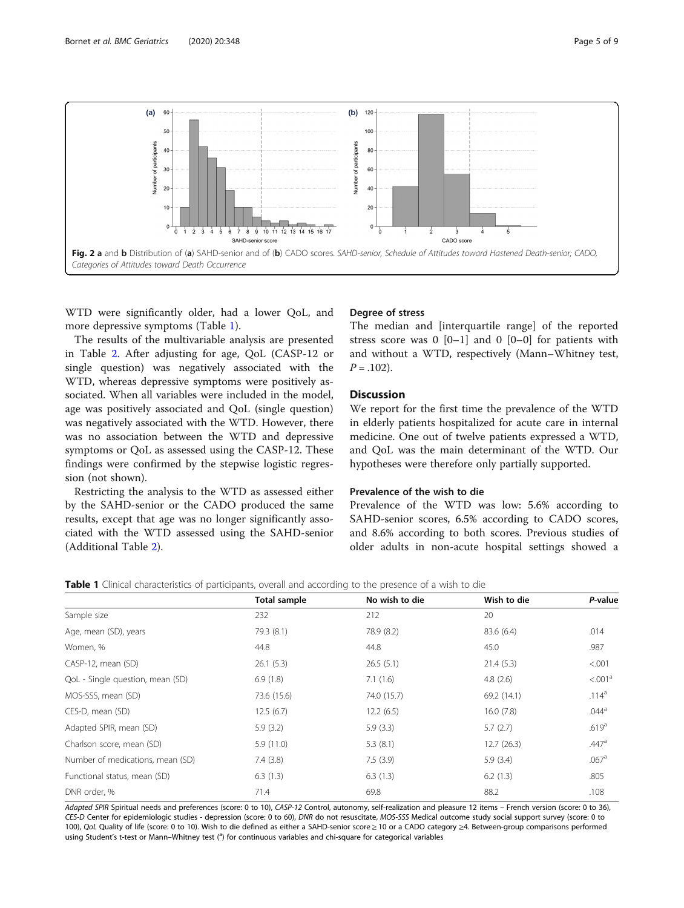Fig. 2 **a** and **b** Distribution of (**a**) SAHD-senior and of (**b**) CADO scores. *SAHD-senior, Schedule of Attitudes toward Hastened Death-senior; CADO, Categories of Attitudes toward Death Occurrence*

WTD were significantly older, had a lower QoL, and more depressive symptoms (Table 1).

The results of the multivariable analysis are presented in Table 2. After adjusting for age, QoL (CASP-12 or single question) was negatively associated with the WTD, whereas depressive symptoms were positively associated. When all variables were included in the model, age was positively associated and QoL (single question) was negatively associated with the WTD. However, there was no association between the WTD and depressive symptoms or QoL as assessed using the CASP-12. These findings were confirmed by the stepwise logistic regression (not shown).

Restricting the analysis to the WTD as assessed either by the SAHD-senior or the CADO produced the same results, except that age was no longer significantly associated with the WTD assessed using the SAHD-senior (Additional Table 2).

### Degree of stress

The median and [interquartile range] of the reported stress score was 0 [0–1] and 0 [0–0] for patients with and without a WTD, respectively (Mann–Whitney test, $P = .102$).

## Discussion

We report for the first time the prevalence of the WTD in elderly patients hospitalized for acute care in internal medicine. One out of twelve patients expressed a WTD, and QoL was the main determinant of the WTD. Our hypotheses were therefore only partially supported.

### Prevalence of the wish to die

Prevalence of the WTD was low: 5.6% according to SAHD-senior scores, 6.5% according to CADO scores, and 8.6% according to both scores. Previous studies of older adults in non-acute hospital settings showed a

**Table 1** Clinical characteristics of participants, overall and according to the presence of a wish to die

| | Total sample | No wish to die | Wish to die | *P*-value |
|---|---|---|---|---|
| Sample size | 232 | 212 | 20 | |
| Age, mean (SD), years | 79.3 (8.1) | 78.9 (8.2) | 83.6 (6.4) | .014 |
| Women, % | 44.8 | 44.8 | 45.0 | .987 |
| CASP-12, mean (SD) | 26.1 (5.3) | 26.5 (5.1) | 21.4 (5.3) | <.001 |
| QoL - Single question, mean (SD) | 6.9 (1.8) | 7.1 (1.6) | 4.8 (2.6) | <.001[a] |
| MOS-SSS, mean (SD) | 73.6 (15.6) | 74.0 (15.7) | 69.2 (14.1) | .114[a] |
| CES-D, mean (SD) | 12.5 (6.7) | 12.2 (6.5) | 16.0 (7.8) | .044[a] |
| Adapted SPIR, mean (SD) | 5.9 (3.2) | 5.9 (3.3) | 5.7 (2.7) | .619[a] |
| Charlson score, mean (SD) | 5.9 (11.0) | 5.3 (8.1) | 12.7 (26.3) | .447[a] |
| Number of medications, mean (SD) | 7.4 (3.8) | 7.5 (3.9) | 5.9 (3.4) | .067[a] |
| Functional status, mean (SD) | 6.3 (1.3) | 6.3 (1.3) | 6.2 (1.3) | .805 |
| DNR order, % | 71.4 | 69.8 | 88.2 | .108 |

*Adapted SPIR* Spiritual needs and preferences (score: 0 to 10), *CASP-12* Control, autonomy, self-realization and pleasure 12 items – French version (score: 0 to 36), *CES-D* Center for epidemiologic studies - depression (score: 0 to 60), *DNR* do not resuscitate, *MOS-SSS* Medical outcome study social support survey (score: 0 to 100), *QoL* Quality of life (score: 0 to 10). Wish to die defined as either a SAHD-senior score ≥ 10 or a CADO category ≥4. Between-group comparisons performed using Student's t-test or Mann–Whitney test ([a]) for continuous variables and chi-square for categorical variables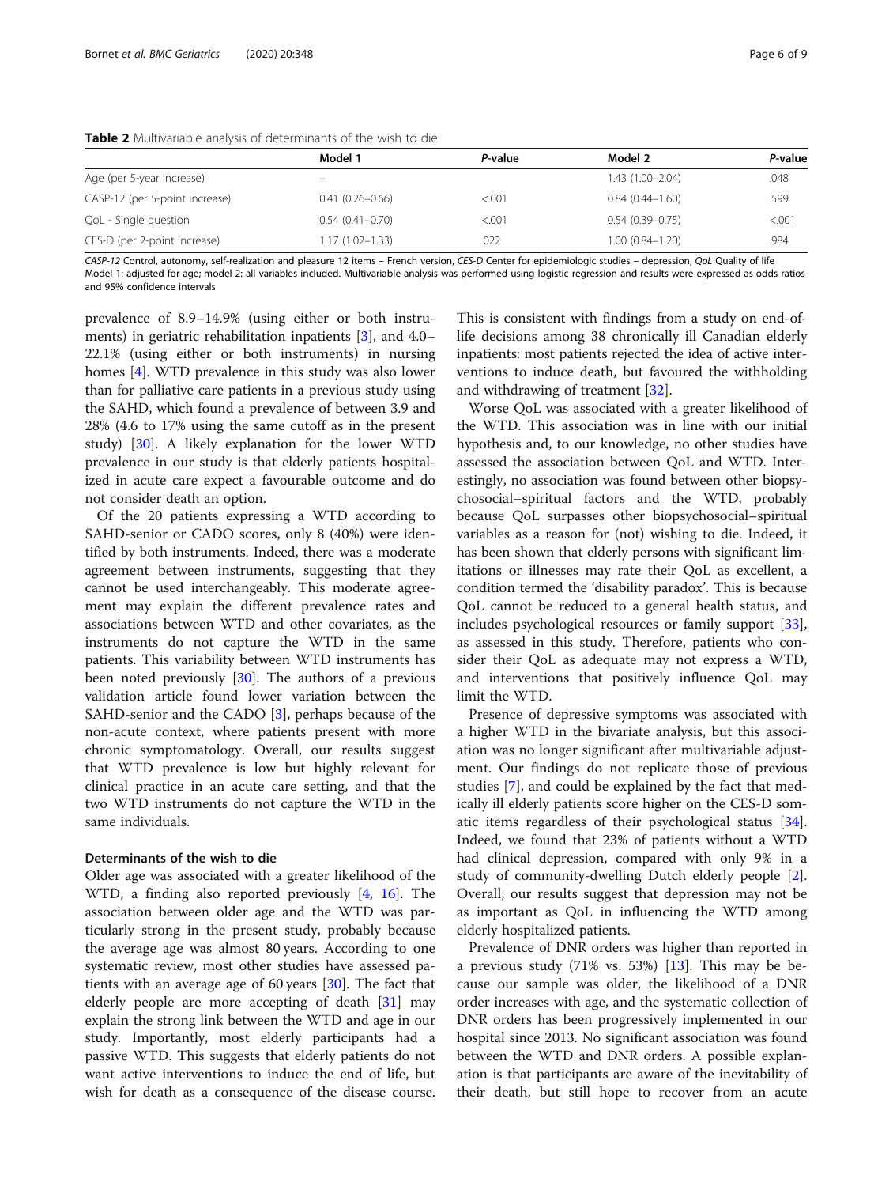**Table 2** Multivariable analysis of determinants of the wish to die

| | Model 1 | *P*-value | Model 2 | *P*-value |
|---|---|---|---|---|
| Age (per 5-year increase) | – | | 1.43 (1.00–2.04) | .048 |
| CASP-12 (per 5-point increase) | 0.41 (0.26–0.66) | <.001 | 0.84 (0.44–1.60) | .599 |
| QoL - Single question | 0.54 (0.41–0.70) | <.001 | 0.54 (0.39–0.75) | <.001 |
| CES-D (per 2-point increase) | 1.17 (1.02–1.33) | .022 | 1.00 (0.84–1.20) | .984 |

*CASP-12* Control, autonomy, self-realization and pleasure 12 items – French version, *CES-D* Center for epidemiologic studies – depression, *QoL* Quality of life
Model 1: adjusted for age; model 2: all variables included. Multivariable analysis was performed using logistic regression and results were expressed as odds ratios and 95% confidence intervals

prevalence of 8.9–14.9% (using either or both instruments) in geriatric rehabilitation inpatients [3], and 4.0–22.1% (using either or both instruments) in nursing homes [4]. WTD prevalence in this study was also lower than for palliative care patients in a previous study using the SAHD, which found a prevalence of between 3.9 and 28% (4.6 to 17% using the same cutoff as in the present study) [30]. A likely explanation for the lower WTD prevalence in our study is that elderly patients hospitalized in acute care expect a favourable outcome and do not consider death an option.

Of the 20 patients expressing a WTD according to SAHD-senior or CADO scores, only 8 (40%) were identified by both instruments. Indeed, there was a moderate agreement between instruments, suggesting that they cannot be used interchangeably. This moderate agreement may explain the different prevalence rates and associations between WTD and other covariates, as the instruments do not capture the WTD in the same patients. This variability between WTD instruments has been noted previously [30]. The authors of a previous validation article found lower variation between the SAHD-senior and the CADO [3], perhaps because of the non-acute context, where patients present with more chronic symptomatology. Overall, our results suggest that WTD prevalence is low but highly relevant for clinical practice in an acute care setting, and that the two WTD instruments do not capture the WTD in the same individuals.

#### Determinants of the wish to die

Older age was associated with a greater likelihood of the WTD, a finding also reported previously [4, 16]. The association between older age and the WTD was particularly strong in the present study, probably because the average age was almost 80 years. According to one systematic review, most other studies have assessed patients with an average age of 60 years [30]. The fact that elderly people are more accepting of death [31] may explain the strong link between the WTD and age in our study. Importantly, most elderly participants had a passive WTD. This suggests that elderly patients do not want active interventions to induce the end of life, but wish for death as a consequence of the disease course. This is consistent with findings from a study on end-of-life decisions among 38 chronically ill Canadian elderly inpatients: most patients rejected the idea of active interventions to induce death, but favoured the withholding and withdrawing of treatment [32].

Worse QoL was associated with a greater likelihood of the WTD. This association was in line with our initial hypothesis and, to our knowledge, no other studies have assessed the association between QoL and WTD. Interestingly, no association was found between other biopsychosocial–spiritual factors and the WTD, probably because QoL surpasses other biopsychosocial–spiritual variables as a reason for (not) wishing to die. Indeed, it has been shown that elderly persons with significant limitations or illnesses may rate their QoL as excellent, a condition termed the 'disability paradox'. This is because QoL cannot be reduced to a general health status, and includes psychological resources or family support [33], as assessed in this study. Therefore, patients who consider their QoL as adequate may not express a WTD, and interventions that positively influence QoL may limit the WTD.

Presence of depressive symptoms was associated with a higher WTD in the bivariate analysis, but this association was no longer significant after multivariable adjustment. Our findings do not replicate those of previous studies [7], and could be explained by the fact that medically ill elderly patients score higher on the CES-D somatic items regardless of their psychological status [34]. Indeed, we found that 23% of patients without a WTD had clinical depression, compared with only 9% in a study of community-dwelling Dutch elderly people [2]. Overall, our results suggest that depression may not be as important as QoL in influencing the WTD among elderly hospitalized patients.

Prevalence of DNR orders was higher than reported in a previous study (71% vs. 53%) [13]. This may be because our sample was older, the likelihood of a DNR order increases with age, and the systematic collection of DNR orders has been progressively implemented in our hospital since 2013. No significant association was found between the WTD and DNR orders. A possible explanation is that participants are aware of the inevitability of their death, but still hope to recover from an acute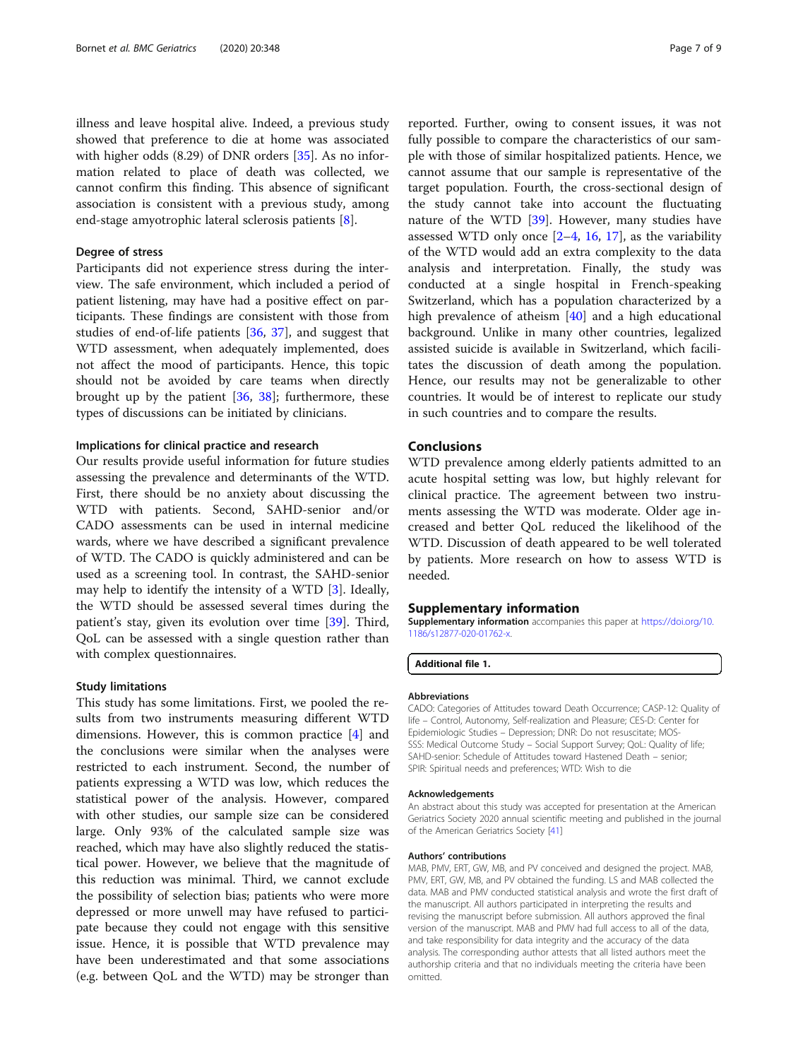illness and leave hospital alive. Indeed, a previous study showed that preference to die at home was associated with higher odds (8.29) of DNR orders [35]. As no information related to place of death was collected, we cannot confirm this finding. This absence of significant association is consistent with a previous study, among end-stage amyotrophic lateral sclerosis patients [8].

### Degree of stress

Participants did not experience stress during the interview. The safe environment, which included a period of patient listening, may have had a positive effect on participants. These findings are consistent with those from studies of end-of-life patients [36, 37], and suggest that WTD assessment, when adequately implemented, does not affect the mood of participants. Hence, this topic should not be avoided by care teams when directly brought up by the patient [36, 38]; furthermore, these types of discussions can be initiated by clinicians.

### Implications for clinical practice and research

Our results provide useful information for future studies assessing the prevalence and determinants of the WTD. First, there should be no anxiety about discussing the WTD with patients. Second, SAHD-senior and/or CADO assessments can be used in internal medicine wards, where we have described a significant prevalence of WTD. The CADO is quickly administered and can be used as a screening tool. In contrast, the SAHD-senior may help to identify the intensity of a WTD [3]. Ideally, the WTD should be assessed several times during the patient's stay, given its evolution over time [39]. Third, QoL can be assessed with a single question rather than with complex questionnaires.

### Study limitations

This study has some limitations. First, we pooled the results from two instruments measuring different WTD dimensions. However, this is common practice [4] and the conclusions were similar when the analyses were restricted to each instrument. Second, the number of patients expressing a WTD was low, which reduces the statistical power of the analysis. However, compared with other studies, our sample size can be considered large. Only 93% of the calculated sample size was reached, which may have also slightly reduced the statistical power. However, we believe that the magnitude of this reduction was minimal. Third, we cannot exclude the possibility of selection bias; patients who were more depressed or more unwell may have refused to participate because they could not engage with this sensitive issue. Hence, it is possible that WTD prevalence may have been underestimated and that some associations (e.g. between QoL and the WTD) may be stronger than reported. Further, owing to consent issues, it was not fully possible to compare the characteristics of our sample with those of similar hospitalized patients. Hence, we cannot assume that our sample is representative of the target population. Fourth, the cross-sectional design of the study cannot take into account the fluctuating nature of the WTD [39]. However, many studies have assessed WTD only once [2–4, 16, 17], as the variability of the WTD would add an extra complexity to the data analysis and interpretation. Finally, the study was conducted at a single hospital in French-speaking Switzerland, which has a population characterized by a high prevalence of atheism [40] and a high educational background. Unlike in many other countries, legalized assisted suicide is available in Switzerland, which facilitates the discussion of death among the population. Hence, our results may not be generalizable to other countries. It would be of interest to replicate our study in such countries and to compare the results.

## Conclusions

WTD prevalence among elderly patients admitted to an acute hospital setting was low, but highly relevant for clinical practice. The agreement between two instruments assessing the WTD was moderate. Older age increased and better QoL reduced the likelihood of the WTD. Discussion of death appeared to be well tolerated by patients. More research on how to assess WTD is needed.

## Supplementary information

**Supplementary information** accompanies this paper at https://doi.org/10.1186/s12877-020-01762-x.

**Additional file 1.**

#### Abbreviations

CADO: Categories of Attitudes toward Death Occurrence; CASP-12: Quality of life – Control, Autonomy, Self-realization and Pleasure; CES-D: Center for Epidemiologic Studies – Depression; DNR: Do not resuscitate; MOS-SSS: Medical Outcome Study – Social Support Survey; QoL: Quality of life; SAHD-senior: Schedule of Attitudes toward Hastened Death – senior; SPIR: Spiritual needs and preferences; WTD: Wish to die

#### Acknowledgements

An abstract about this study was accepted for presentation at the American Geriatrics Society 2020 annual scientific meeting and published in the journal of the American Geriatrics Society [41]

#### Authors' contributions

MAB, PMV, ERT, GW, MB, and PV conceived and designed the project. MAB, PMV, ERT, GW, MB, and PV obtained the funding. LS and MAB collected the data. MAB and PMV conducted statistical analysis and wrote the first draft of the manuscript. All authors participated in interpreting the results and revising the manuscript before submission. All authors approved the final version of the manuscript. MAB and PMV had full access to all of the data, and take responsibility for data integrity and the accuracy of the data analysis. The corresponding author attests that all listed authors meet the authorship criteria and that no individuals meeting the criteria have been omitted.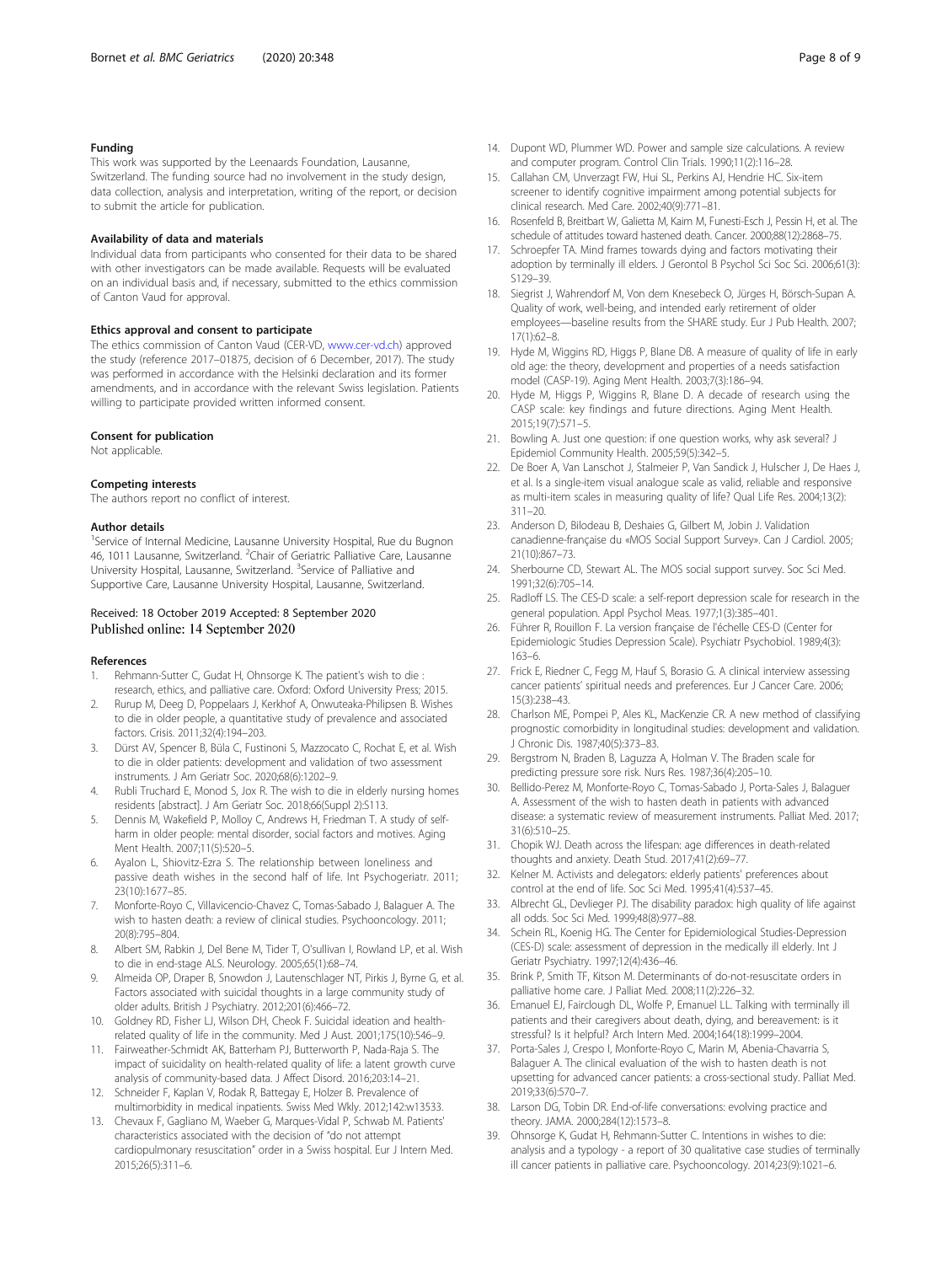#### Funding

This work was supported by the Leenaards Foundation, Lausanne, Switzerland. The funding source had no involvement in the study design, data collection, analysis and interpretation, writing of the report, or decision to submit the article for publication.

#### Availability of data and materials

Individual data from participants who consented for their data to be shared with other investigators can be made available. Requests will be evaluated on an individual basis and, if necessary, submitted to the ethics commission of Canton Vaud for approval.

#### Ethics approval and consent to participate

The ethics commission of Canton Vaud (CER-VD, www.cer-vd.ch) approved the study (reference 2017–01875, decision of 6 December, 2017). The study was performed in accordance with the Helsinki declaration and its former amendments, and in accordance with the relevant Swiss legislation. Patients willing to participate provided written informed consent.

#### Consent for publication

Not applicable.

#### Competing interests

The authors report no conflict of interest.

#### Author details

[1]Service of Internal Medicine, Lausanne University Hospital, Rue du Bugnon 46, 1011 Lausanne, Switzerland. [2]Chair of Geriatric Palliative Care, Lausanne University Hospital, Lausanne, Switzerland. [3]Service of Palliative and Supportive Care, Lausanne University Hospital, Lausanne, Switzerland.

Received: 18 October 2019 Accepted: 8 September 2020
Published online: 14 September 2020

#### References

1. Rehmann-Sutter C, Gudat H, Ohnsorge K. The patient's wish to die : research, ethics, and palliative care. Oxford: Oxford University Press; 2015.
2. Rurup M, Deeg D, Poppelaars J, Kerkhof A, Onwuteaka-Philipsen B. Wishes to die in older people, a quantitative study of prevalence and associated factors. Crisis. 2011;32(4):194–203.
3. Dürst AV, Spencer B, Büla C, Fustinoni S, Mazzocato C, Rochat E, et al. Wish to die in older patients: development and validation of two assessment instruments. J Am Geriatr Soc. 2020;68(6):1202–9.
4. Rubli Truchard E, Monod S, Jox R. The wish to die in elderly nursing homes residents [abstract]. J Am Geriatr Soc. 2018;66(Suppl 2):S113.
5. Dennis M, Wakefield P, Molloy C, Andrews H, Friedman T. A study of self-harm in older people: mental disorder, social factors and motives. Aging Ment Health. 2007;11(5):520–5.
6. Ayalon L, Shiovitz-Ezra S. The relationship between loneliness and passive death wishes in the second half of life. Int Psychogeriatr. 2011;23(10):1677–85.
7. Monforte-Royo C, Villavicencio-Chavez C, Tomas-Sabado J, Balaguer A. The wish to hasten death: a review of clinical studies. Psychooncology. 2011;20(8):795–804.
8. Albert SM, Rabkin J, Del Bene M, Tider T, O'sullivan I, Rowland LP, et al. Wish to die in end-stage ALS. Neurology. 2005;65(1):68–74.
9. Almeida OP, Draper B, Snowdon J, Lautenschlager NT, Pirkis J, Byrne G, et al. Factors associated with suicidal thoughts in a large community study of older adults. British J Psychiatry. 2012;201(6):466–72.
10. Goldney RD, Fisher LJ, Wilson DH, Cheok F. Suicidal ideation and health-related quality of life in the community. Med J Aust. 2001;175(10):546–9.
11. Fairweather-Schmidt AK, Batterham PJ, Butterworth P, Nada-Raja S. The impact of suicidality on health-related quality of life: a latent growth curve analysis of community-based data. J Affect Disord. 2016;203:14–21.
12. Schneider F, Kaplan V, Rodak R, Battegay E, Holzer B. Prevalence of multimorbidity in medical inpatients. Swiss Med Wkly. 2012;142:w13533.
13. Chevaux F, Gagliano M, Waeber G, Marques-Vidal P, Schwab M. Patients' characteristics associated with the decision of "do not attempt cardiopulmonary resuscitation" order in a Swiss hospital. Eur J Intern Med. 2015;26(5):311–6.
14. Dupont WD, Plummer WD. Power and sample size calculations. A review and computer program. Control Clin Trials. 1990;11(2):116–28.
15. Callahan CM, Unverzagt FW, Hui SL, Perkins AJ, Hendrie HC. Six-item screener to identify cognitive impairment among potential subjects for clinical research. Med Care. 2002;40(9):771–81.
16. Rosenfeld B, Breitbart W, Galietta M, Kaim M, Funesti-Esch J, Pessin H, et al. The schedule of attitudes toward hastened death. Cancer. 2000;88(12):2868–75.
17. Schroepfer TA. Mind frames towards dying and factors motivating their adoption by terminally ill elders. J Gerontol B Psychol Sci Soc Sci. 2006;61(3):S129–39.
18. Siegrist J, Wahrendorf M, Von dem Knesebeck O, Jürges H, Börsch-Supan A. Quality of work, well-being, and intended early retirement of older employees—baseline results from the SHARE study. Eur J Pub Health. 2007;17(1):62–8.
19. Hyde M, Wiggins RD, Higgs P, Blane DB. A measure of quality of life in early old age: the theory, development and properties of a needs satisfaction model (CASP-19). Aging Ment Health. 2003;7(3):186–94.
20. Hyde M, Higgs P, Wiggins R, Blane D. A decade of research using the CASP scale: key findings and future directions. Aging Ment Health. 2015;19(7):571–5.
21. Bowling A. Just one question: if one question works, why ask several? J Epidemiol Community Health. 2005;59(5):342–5.
22. De Boer A, Van Lanschot J, Stalmeier P, Van Sandick J, Hulscher J, De Haes J, et al. Is a single-item visual analogue scale as valid, reliable and responsive as multi-item scales in measuring quality of life? Qual Life Res. 2004;13(2):311–20.
23. Anderson D, Bilodeau B, Deshaies G, Gilbert M, Jobin J. Validation canadienne-française du «MOS Social Support Survey». Can J Cardiol. 2005;21(10):867–73.
24. Sherbourne CD, Stewart AL. The MOS social support survey. Soc Sci Med. 1991;32(6):705–14.
25. Radloff LS. The CES-D scale: a self-report depression scale for research in the general population. Appl Psychol Meas. 1977;1(3):385–401.
26. Führer R, Rouillon F. La version française de l'échelle CES-D (Center for Epidemiologic Studies Depression Scale). Psychiatr Psychobiol. 1989;4(3):163–6.
27. Frick E, Riedner C, Fegg M, Hauf S, Borasio G. A clinical interview assessing cancer patients' spiritual needs and preferences. Eur J Cancer Care. 2006;15(3):238–43.
28. Charlson ME, Pompei P, Ales KL, MacKenzie CR. A new method of classifying prognostic comorbidity in longitudinal studies: development and validation. J Chronic Dis. 1987;40(5):373–83.
29. Bergstrom N, Braden B, Laguzza A, Holman V. The Braden scale for predicting pressure sore risk. Nurs Res. 1987;36(4):205–10.
30. Bellido-Perez M, Monforte-Royo C, Tomas-Sabado J, Porta-Sales J, Balaguer A. Assessment of the wish to hasten death in patients with advanced disease: a systematic review of measurement instruments. Palliat Med. 2017;31(6):510–25.
31. Chopik WJ. Death across the lifespan: age differences in death-related thoughts and anxiety. Death Stud. 2017;41(2):69–77.
32. Kelner M. Activists and delegators: elderly patients' preferences about control at the end of life. Soc Sci Med. 1995;41(4):537–45.
33. Albrecht GL, Devlieger PJ. The disability paradox: high quality of life against all odds. Soc Sci Med. 1999;48(8):977–88.
34. Schein RL, Koenig HG. The Center for Epidemiological Studies-Depression (CES-D) scale: assessment of depression in the medically ill elderly. Int J Geriatr Psychiatry. 1997;12(4):436–46.
35. Brink P, Smith TF, Kitson M. Determinants of do-not-resuscitate orders in palliative home care. J Palliat Med. 2008;11(2):226–32.
36. Emanuel EJ, Fairclough DL, Wolfe P, Emanuel LL. Talking with terminally ill patients and their caregivers about death, dying, and bereavement: is it stressful? Is it helpful? Arch Intern Med. 2004;164(18):1999–2004.
37. Porta-Sales J, Crespo I, Monforte-Royo C, Marin M, Abenia-Chavarria S, Balaguer A. The clinical evaluation of the wish to hasten death is not upsetting for advanced cancer patients: a cross-sectional study. Palliat Med. 2019;33(6):570–7.
38. Larson DG, Tobin DR. End-of-life conversations: evolving practice and theory. JAMA. 2000;284(12):1573–8.
39. Ohnsorge K, Gudat H, Rehmann-Sutter C. Intentions in wishes to die: analysis and a typology - a report of 30 qualitative case studies of terminally ill cancer patients in palliative care. Psychooncology. 2014;23(9):1021–6.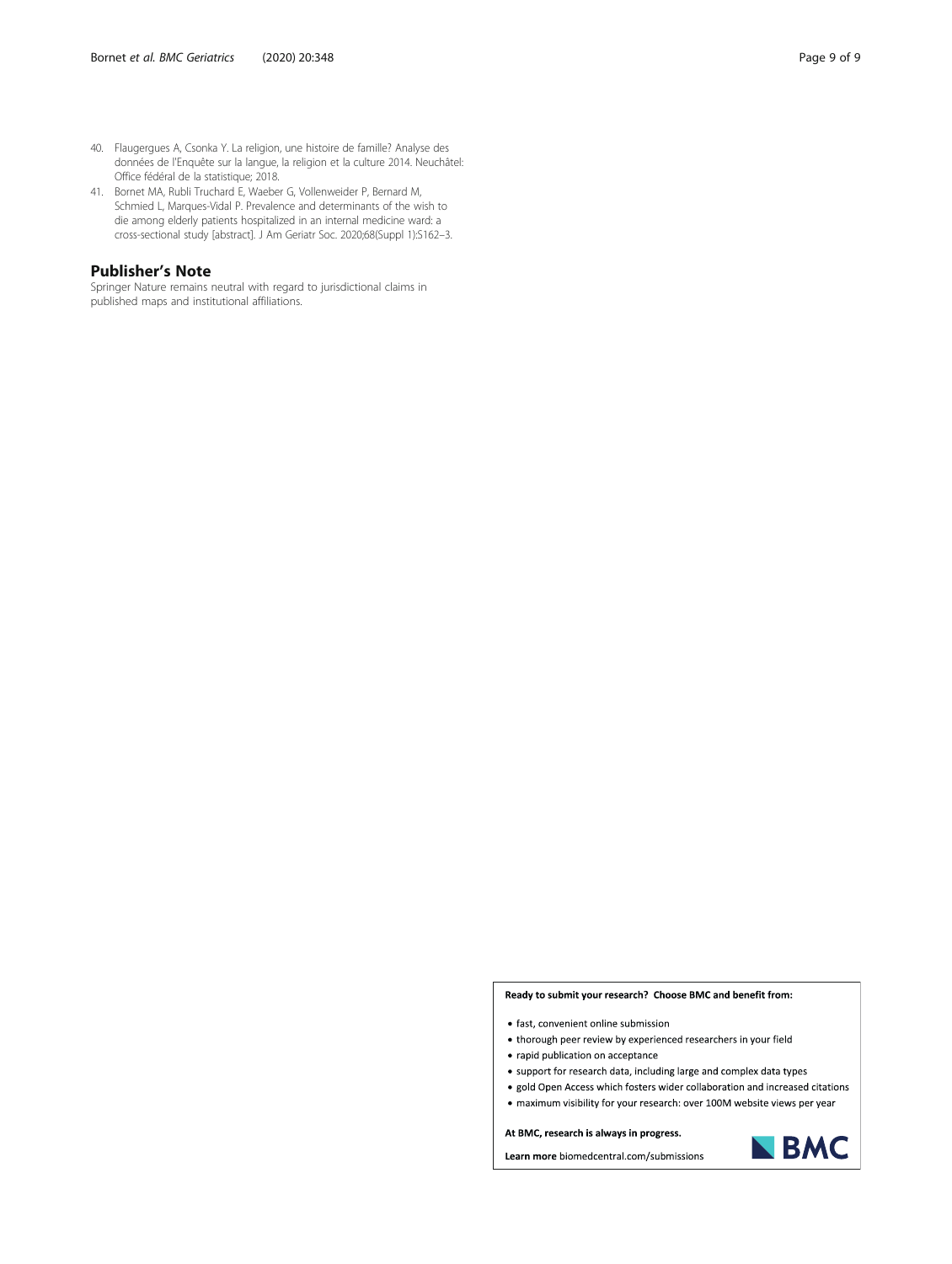40. Flaugergues A, Csonka Y. La religion, une histoire de famille? Analyse des données de l'Enquête sur la langue, la religion et la culture 2014. Neuchâtel: Office fédéral de la statistique; 2018.
41. Bornet MA, Rubli Truchard E, Waeber G, Vollenweider P, Bernard M, Schmied L, Marques-Vidal P. Prevalence and determinants of the wish to die among elderly patients hospitalized in an internal medicine ward: a cross-sectional study [abstract]. J Am Geriatr Soc. 2020;68(Suppl 1):S162–3.

## Publisher's Note

Springer Nature remains neutral with regard to jurisdictional claims in published maps and institutional affiliations.

**Ready to submit your research? Choose BMC and benefit from:**

- fast, convenient online submission
- thorough peer review by experienced researchers in your field
- rapid publication on acceptance
- support for research data, including large and complex data types
- gold Open Access which fosters wider collaboration and increased citations
- maximum visibility for your research: over 100M website views per year

**At BMC, research is always in progress.**

**Learn more** biomedcentral.com/submissions

BMC